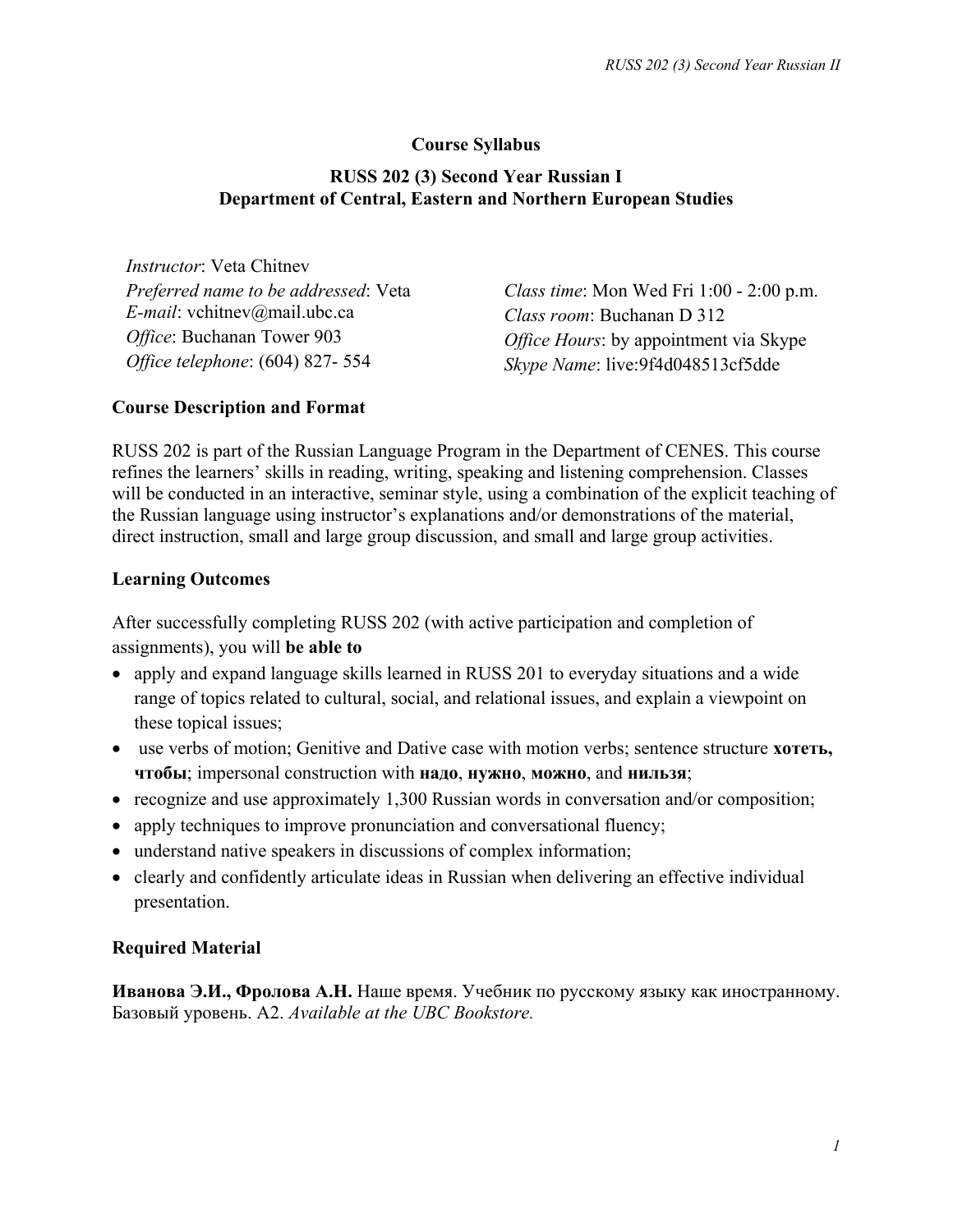# Course Syllabus

## RUSS 202 (3) Second Year Russian I
## Department of Central, Eastern and Northern European Studies

*Instructor*: Veta Chitnev
*Preferred name to be addressed*: Veta
*E-mail*: vchitnev@mail.ubc.ca
*Office*: Buchanan Tower 903
*Office telephone*: (604) 827- 554

*Class time*: Mon Wed Fri 1:00 - 2:00 p.m.
*Class room*: Buchanan D 312
*Office Hours*: by appointment via Skype
*Skype Name*: live:9f4d048513cf5dde

### Course Description and Format

RUSS 202 is part of the Russian Language Program in the Department of CENES. This course refines the learners' skills in reading, writing, speaking and listening comprehension. Classes will be conducted in an interactive, seminar style, using a combination of the explicit teaching of the Russian language using instructor's explanations and/or demonstrations of the material, direct instruction, small and large group discussion, and small and large group activities.

### Learning Outcomes

After successfully completing RUSS 202 (with active participation and completion of assignments), you will **be able to**

- apply and expand language skills learned in RUSS 201 to everyday situations and a wide range of topics related to cultural, social, and relational issues, and explain a viewpoint on these topical issues;
- use verbs of motion; Genitive and Dative case with motion verbs; sentence structure **хотеть, чтобы**; impersonal construction with **надо**, **нужно**, **можно**, and **нильзя**;
- recognize and use approximately 1,300 Russian words in conversation and/or composition;
- apply techniques to improve pronunciation and conversational fluency;
- understand native speakers in discussions of complex information;
- clearly and confidently articulate ideas in Russian when delivering an effective individual presentation.

### Required Material

**Иванова Э.И., Фролова А.Н.** Наше время. Учебник по русскому языку как иностранному. Базовый уровень. А2. *Available at the UBC Bookstore.*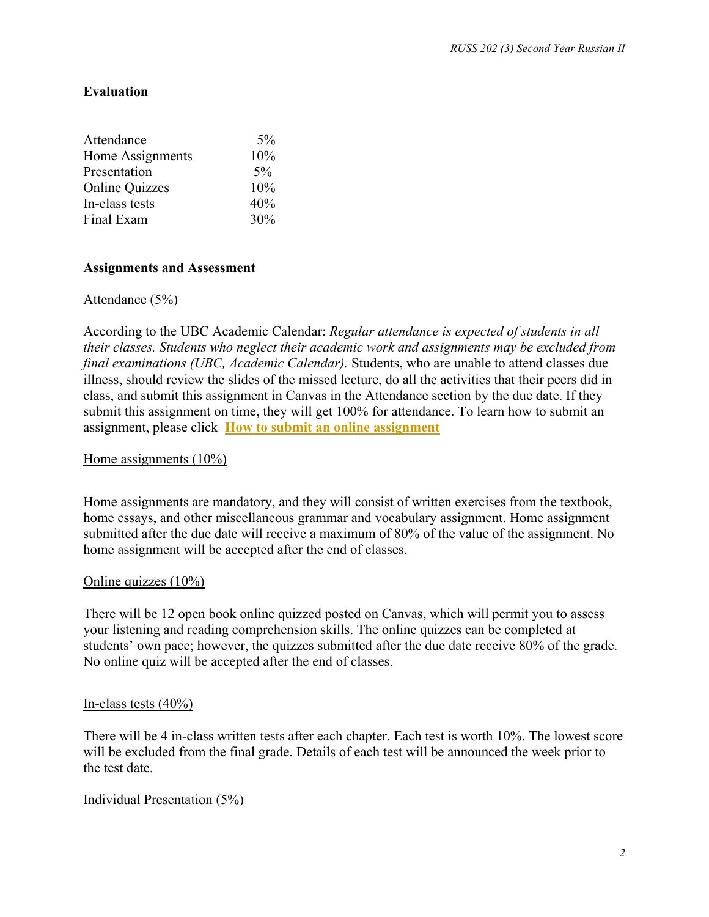## Evaluation

| | |
|---|---|
| Attendance | 5% |
| Home Assignments | 10% |
| Presentation | 5% |
| Online Quizzes | 10% |
| In-class tests | 40% |
| Final Exam | 30% |

## Assignments and Assessment

Attendance (5%)

According to the UBC Academic Calendar: *Regular attendance is expected of students in all their classes. Students who neglect their academic work and assignments may be excluded from final examinations (UBC, Academic Calendar).* Students, who are unable to attend classes due illness, should review the slides of the missed lecture, do all the activities that their peers did in class, and submit this assignment in Canvas in the Attendance section by the due date. If they submit this assignment on time, they will get 100% for attendance. To learn how to submit an assignment, please click **How to submit an online assignment**

Home assignments (10%)

Home assignments are mandatory, and they will consist of written exercises from the textbook, home essays, and other miscellaneous grammar and vocabulary assignment. Home assignment submitted after the due date will receive a maximum of 80% of the value of the assignment. No home assignment will be accepted after the end of classes.

Online quizzes (10%)

There will be 12 open book online quizzed posted on Canvas, which will permit you to assess your listening and reading comprehension skills. The online quizzes can be completed at students' own pace; however, the quizzes submitted after the due date receive 80% of the grade. No online quiz will be accepted after the end of classes.

In-class tests (40%)

There will be 4 in-class written tests after each chapter. Each test is worth 10%. The lowest score will be excluded from the final grade. Details of each test will be announced the week prior to the test date.

Individual Presentation (5%)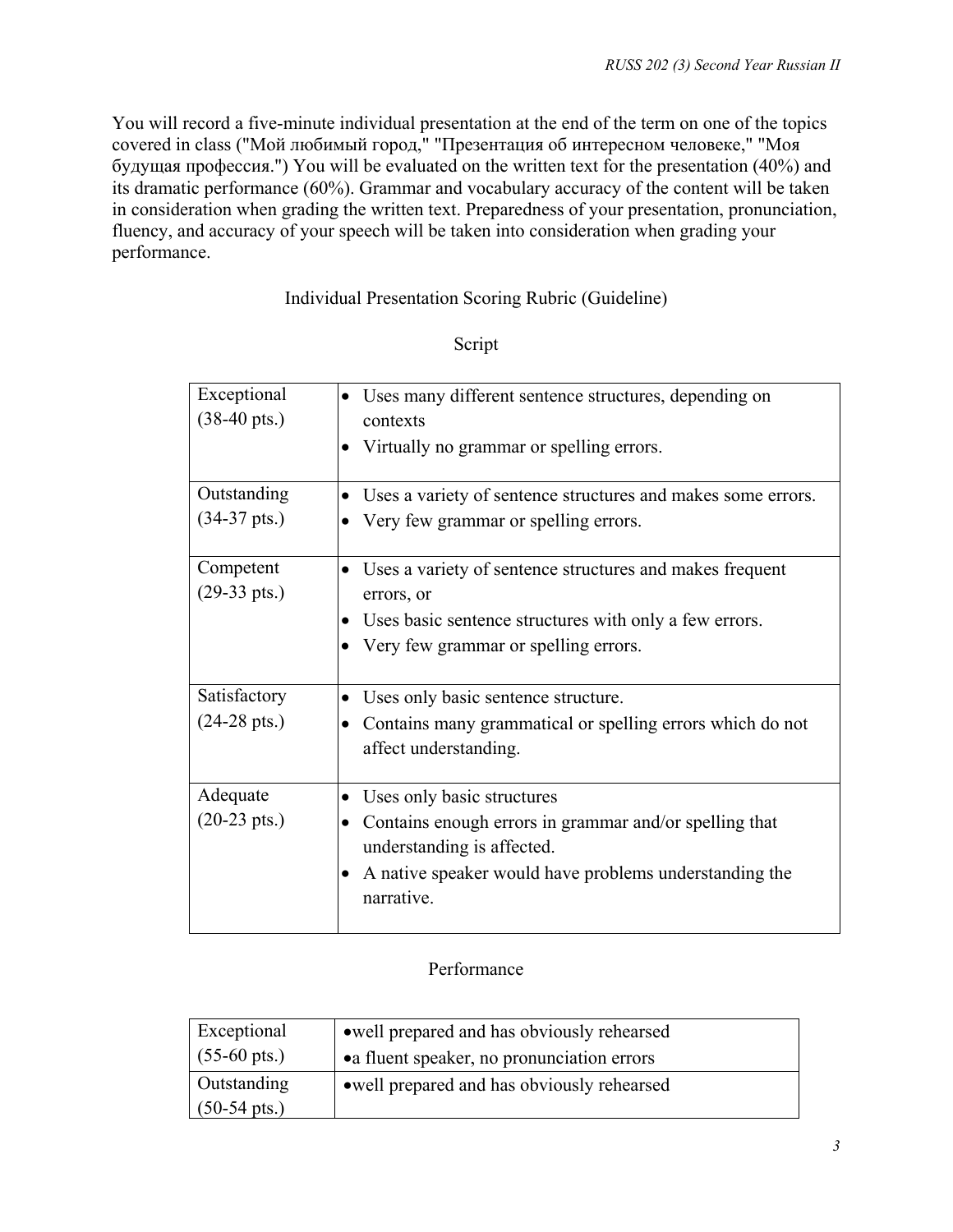You will record a five-minute individual presentation at the end of the term on one of the topics covered in class ("Мой любимый город," "Презентация об интересном человеке," "Моя будущая профессия.") You will be evaluated on the written text for the presentation (40%) and its dramatic performance (60%). Grammar and vocabulary accuracy of the content will be taken in consideration when grading the written text. Preparedness of your presentation, pronunciation, fluency, and accuracy of your speech will be taken into consideration when grading your performance.

## Individual Presentation Scoring Rubric (Guideline)

### Script

| | |
|---|---|
| Exceptional (38-40 pts.) | • Uses many different sentence structures, depending on contexts<br>• Virtually no grammar or spelling errors. |
| Outstanding (34-37 pts.) | • Uses a variety of sentence structures and makes some errors.<br>• Very few grammar or spelling errors. |
| Competent (29-33 pts.) | • Uses a variety of sentence structures and makes frequent errors, or<br>• Uses basic sentence structures with only a few errors.<br>• Very few grammar or spelling errors. |
| Satisfactory (24-28 pts.) | • Uses only basic sentence structure.<br>• Contains many grammatical or spelling errors which do not affect understanding. |
| Adequate (20-23 pts.) | • Uses only basic structures<br>• Contains enough errors in grammar and/or spelling that understanding is affected.<br>• A native speaker would have problems understanding the narrative. |

### Performance

| | |
|---|---|
| Exceptional (55-60 pts.) | • well prepared and has obviously rehearsed<br>• a fluent speaker, no pronunciation errors |
| Outstanding (50-54 pts.) | • well prepared and has obviously rehearsed |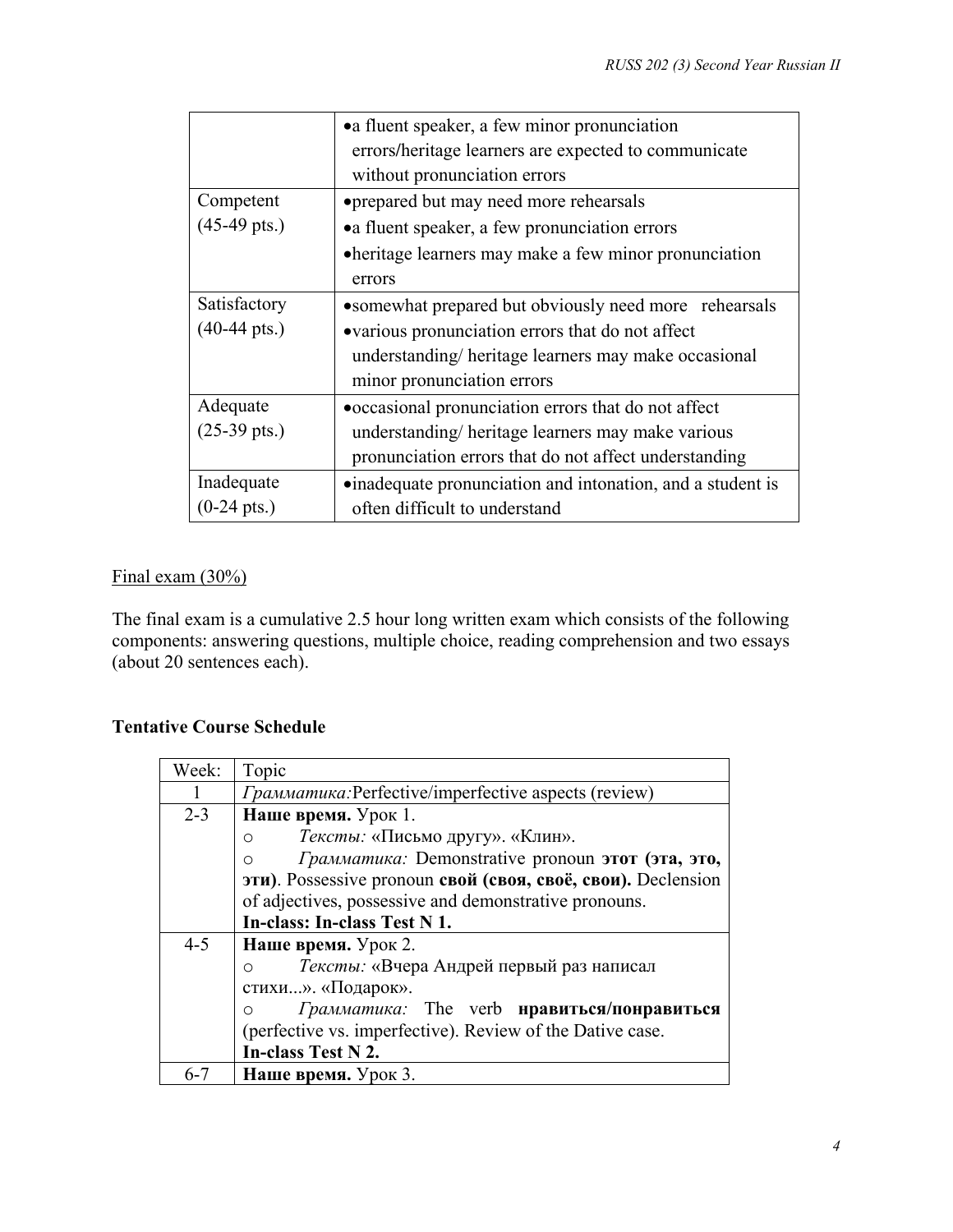| | |
|---|---|
| | • a fluent speaker, a few minor pronunciation errors/heritage learners are expected to communicate without pronunciation errors |
| Competent (45-49 pts.) | • prepared but may need more rehearsals<br>• a fluent speaker, a few pronunciation errors<br>• heritage learners may make a few minor pronunciation errors |
| Satisfactory (40-44 pts.) | • somewhat prepared but obviously need more rehearsals<br>• various pronunciation errors that do not affect understanding/ heritage learners may make occasional minor pronunciation errors |
| Adequate (25-39 pts.) | • occasional pronunciation errors that do not affect understanding/ heritage learners may make various pronunciation errors that do not affect understanding |
| Inadequate (0-24 pts.) | • inadequate pronunciation and intonation, and a student is often difficult to understand |

Final exam (30%)

The final exam is a cumulative 2.5 hour long written exam which consists of the following components: answering questions, multiple choice, reading comprehension and two essays (about 20 sentences each).

**Tentative Course Schedule**

| Week: | Topic |
|---|---|
| 1 | *Грамматика:* Perfective/imperfective aspects (review) |
| 2-3 | **Наше время.** Урок 1.<br>○ *Тексты:* «Письмо другу». «Клин».<br>○ *Грамматика:* Demonstrative pronoun **этот (эта, это, эти)**. Possessive pronoun **свой (своя, своё, свои).** Declension of adjectives, possessive and demonstrative pronouns.<br>**In-class: In-class Test N 1.** |
| 4-5 | **Наше время.** Урок 2.<br>○ *Тексты:* «Вчера Андрей первый раз написал стихи...». «Подарок».<br>○ *Грамматика:* The verb **нравиться/понравиться** (perfective vs. imperfective). Review of the Dative case.<br>**In-class Test N 2.** |
| 6-7 | **Наше время.** Урок 3. |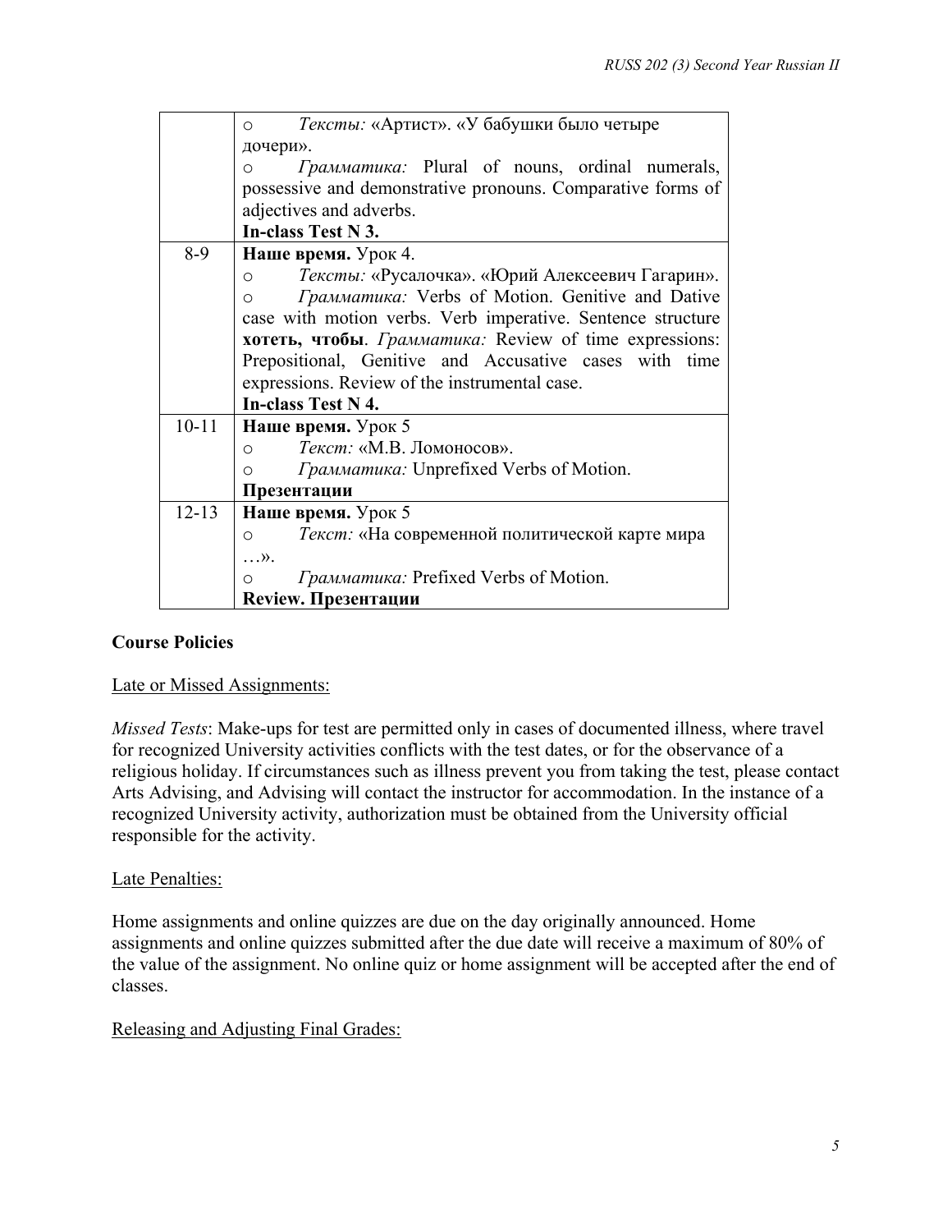| | |
|---|---|
| | ○ *Тексты:* «Артист». «У бабушки было четыре дочери». ○ *Грамматика:* Plural of nouns, ordinal numerals, possessive and demonstrative pronouns. Comparative forms of adjectives and adverbs. **In-class Test N 3.** |
| 8-9 | **Наше время.** Урок 4. ○ *Тексты:* «Русалочка». «Юрий Алексеевич Гагарин». ○ *Грамматика:* Verbs of Motion. Genitive and Dative case with motion verbs. Verb imperative. Sentence structure **хотеть, чтобы**. *Грамматика:* Review of time expressions: Prepositional, Genitive and Accusative cases with time expressions. Review of the instrumental case. **In-class Test N 4.** |
| 10-11 | **Наше время.** Урок 5 ○ *Текст:* «М.В. Ломоносов». ○ *Грамматика:* Unprefixed Verbs of Motion. **Презентации** |
| 12-13 | **Наше время.** Урок 5 ○ *Текст:* «На современной политической карте мира …». ○ *Грамматика:* Prefixed Verbs of Motion. **Review. Презентации** |

**Course Policies**

Late or Missed Assignments:

*Missed Tests*: Make-ups for test are permitted only in cases of documented illness, where travel for recognized University activities conflicts with the test dates, or for the observance of a religious holiday. If circumstances such as illness prevent you from taking the test, please contact Arts Advising, and Advising will contact the instructor for accommodation. In the instance of a recognized University activity, authorization must be obtained from the University official responsible for the activity.

Late Penalties:

Home assignments and online quizzes are due on the day originally announced. Home assignments and online quizzes submitted after the due date will receive a maximum of 80% of the value of the assignment. No online quiz or home assignment will be accepted after the end of classes.

Releasing and Adjusting Final Grades: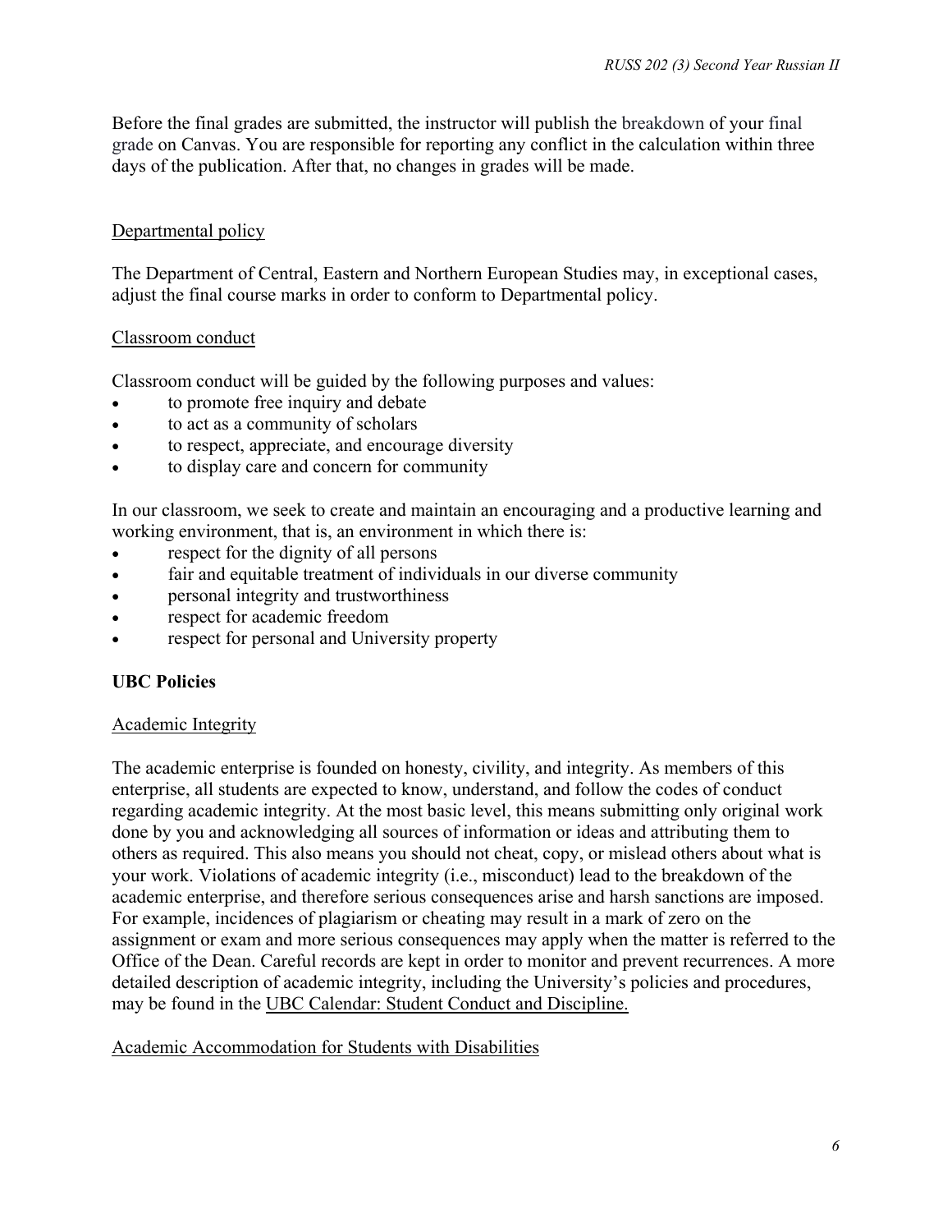Before the final grades are submitted, the instructor will publish the breakdown of your final grade on Canvas. You are responsible for reporting any conflict in the calculation within three days of the publication. After that, no changes in grades will be made.

### Departmental policy

The Department of Central, Eastern and Northern European Studies may, in exceptional cases, adjust the final course marks in order to conform to Departmental policy.

### Classroom conduct

Classroom conduct will be guided by the following purposes and values:

- to promote free inquiry and debate
- to act as a community of scholars
- to respect, appreciate, and encourage diversity
- to display care and concern for community

In our classroom, we seek to create and maintain an encouraging and a productive learning and working environment, that is, an environment in which there is:

- respect for the dignity of all persons
- fair and equitable treatment of individuals in our diverse community
- personal integrity and trustworthiness
- respect for academic freedom
- respect for personal and University property

## UBC Policies

### Academic Integrity

The academic enterprise is founded on honesty, civility, and integrity. As members of this enterprise, all students are expected to know, understand, and follow the codes of conduct regarding academic integrity. At the most basic level, this means submitting only original work done by you and acknowledging all sources of information or ideas and attributing them to others as required. This also means you should not cheat, copy, or mislead others about what is your work. Violations of academic integrity (i.e., misconduct) lead to the breakdown of the academic enterprise, and therefore serious consequences arise and harsh sanctions are imposed. For example, incidences of plagiarism or cheating may result in a mark of zero on the assignment or exam and more serious consequences may apply when the matter is referred to the Office of the Dean. Careful records are kept in order to monitor and prevent recurrences. A more detailed description of academic integrity, including the University's policies and procedures, may be found in the UBC Calendar: Student Conduct and Discipline.

### Academic Accommodation for Students with Disabilities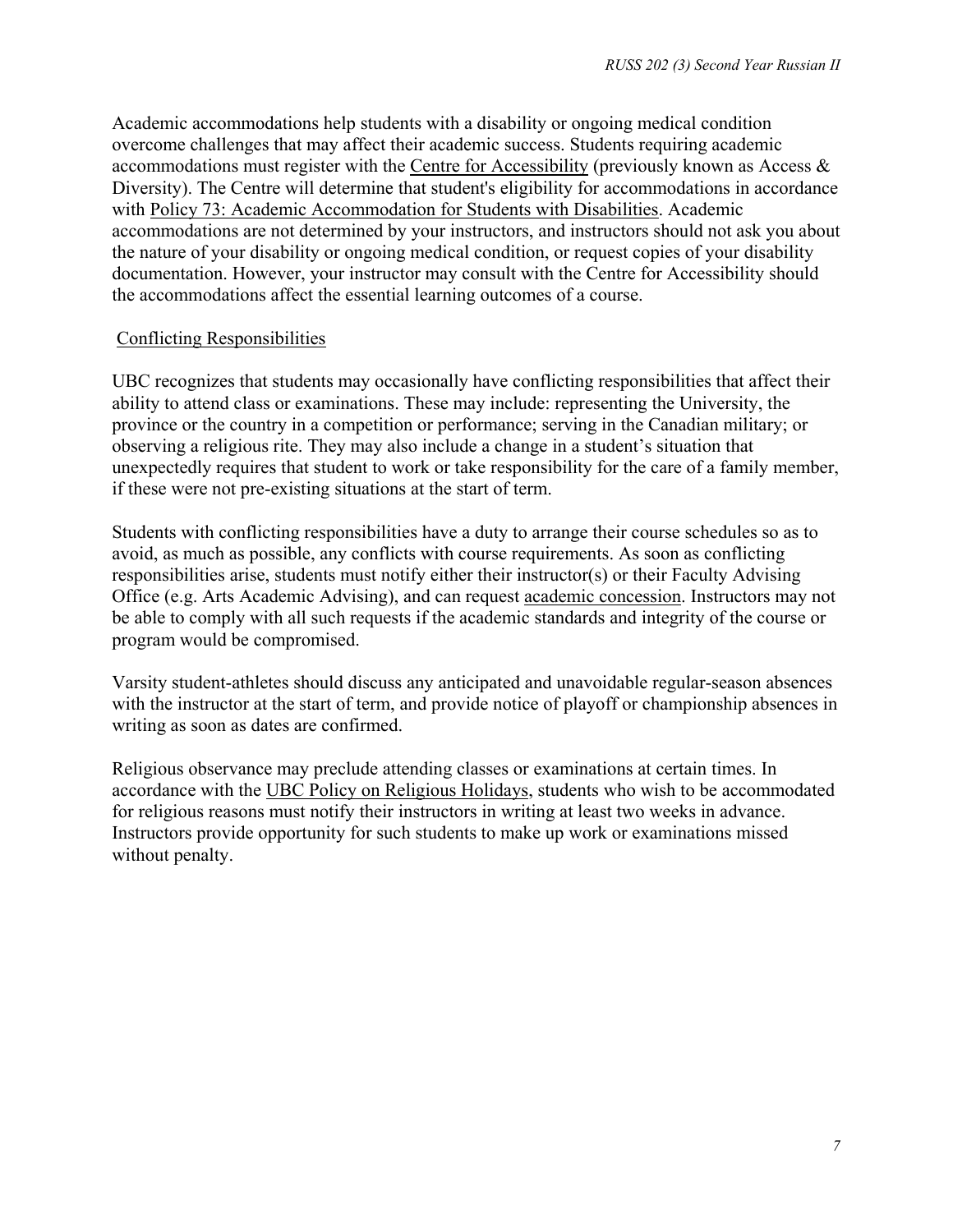Academic accommodations help students with a disability or ongoing medical condition overcome challenges that may affect their academic success. Students requiring academic accommodations must register with the Centre for Accessibility (previously known as Access & Diversity). The Centre will determine that student's eligibility for accommodations in accordance with Policy 73: Academic Accommodation for Students with Disabilities. Academic accommodations are not determined by your instructors, and instructors should not ask you about the nature of your disability or ongoing medical condition, or request copies of your disability documentation. However, your instructor may consult with the Centre for Accessibility should the accommodations affect the essential learning outcomes of a course.

Conflicting Responsibilities

UBC recognizes that students may occasionally have conflicting responsibilities that affect their ability to attend class or examinations. These may include: representing the University, the province or the country in a competition or performance; serving in the Canadian military; or observing a religious rite. They may also include a change in a student's situation that unexpectedly requires that student to work or take responsibility for the care of a family member, if these were not pre-existing situations at the start of term.

Students with conflicting responsibilities have a duty to arrange their course schedules so as to avoid, as much as possible, any conflicts with course requirements. As soon as conflicting responsibilities arise, students must notify either their instructor(s) or their Faculty Advising Office (e.g. Arts Academic Advising), and can request academic concession. Instructors may not be able to comply with all such requests if the academic standards and integrity of the course or program would be compromised.

Varsity student-athletes should discuss any anticipated and unavoidable regular-season absences with the instructor at the start of term, and provide notice of playoff or championship absences in writing as soon as dates are confirmed.

Religious observance may preclude attending classes or examinations at certain times. In accordance with the UBC Policy on Religious Holidays, students who wish to be accommodated for religious reasons must notify their instructors in writing at least two weeks in advance. Instructors provide opportunity for such students to make up work or examinations missed without penalty.